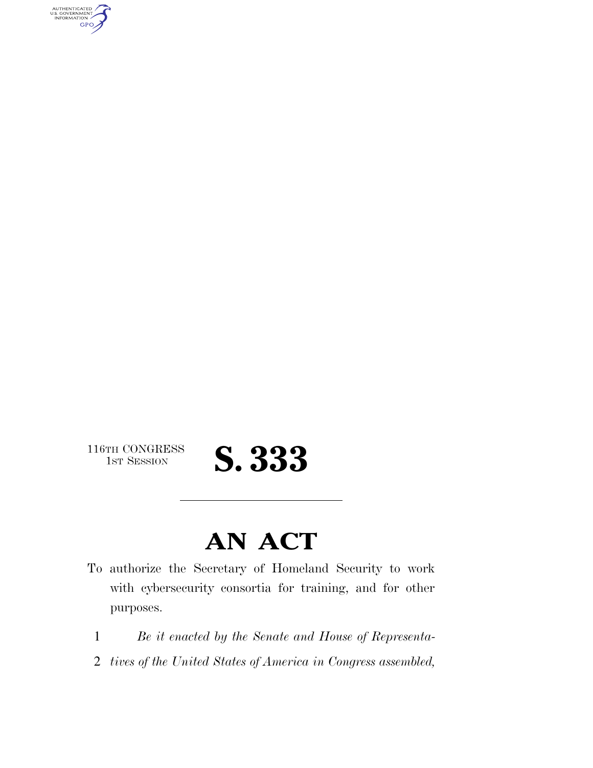116TH CONGRESS
1ST SESSION

# S. 333

# AN ACT

To authorize the Secretary of Homeland Security to work with cybersecurity consortia for training, and for other purposes.

1 *Be it enacted by the Senate and House of Representa-*
2 *tives of the United States of America in Congress assembled,*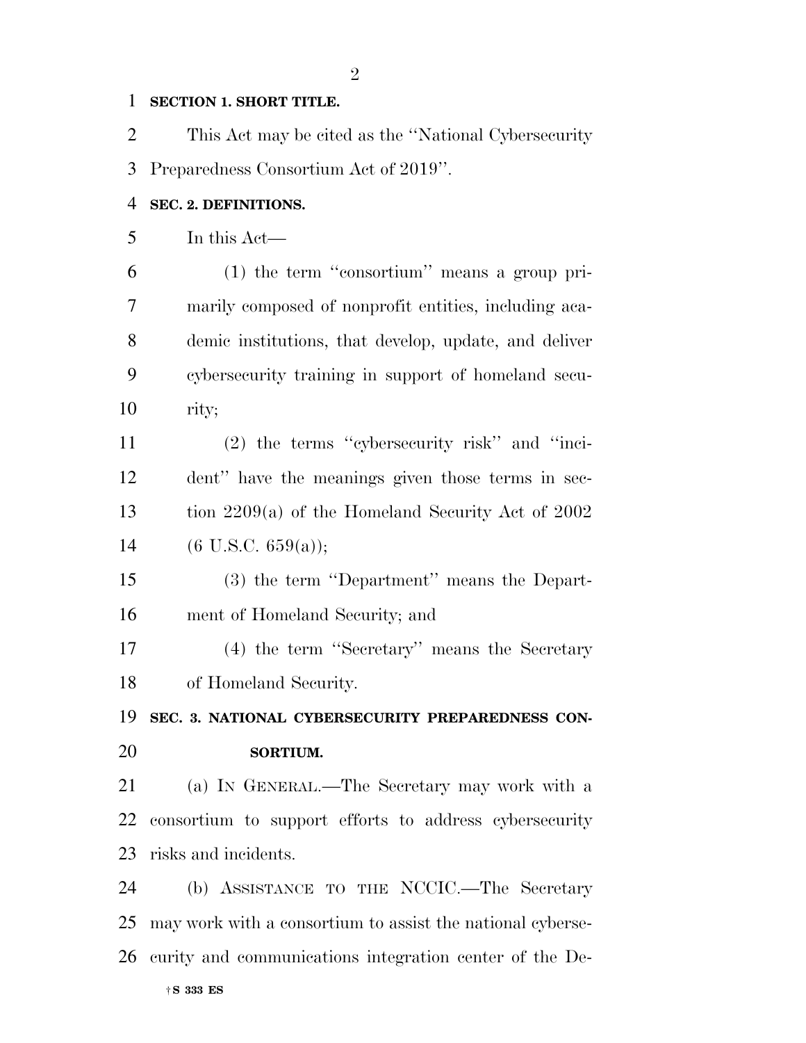**SECTION 1. SHORT TITLE.**

This Act may be cited as the ''National Cybersecurity Preparedness Consortium Act of 2019''.

**SEC. 2. DEFINITIONS.**

In this Act—

(1) the term ''consortium'' means a group primarily composed of nonprofit entities, including academic institutions, that develop, update, and deliver cybersecurity training in support of homeland security;

(2) the terms ''cybersecurity risk'' and ''incident'' have the meanings given those terms in section 2209(a) of the Homeland Security Act of 2002 (6 U.S.C. 659(a));

(3) the term ''Department'' means the Department of Homeland Security; and

(4) the term ''Secretary'' means the Secretary of Homeland Security.

**SEC. 3. NATIONAL CYBERSECURITY PREPAREDNESS CONSORTIUM.**

(a) IN GENERAL.—The Secretary may work with a consortium to support efforts to address cybersecurity risks and incidents.

(b) ASSISTANCE TO THE NCCIC.—The Secretary may work with a consortium to assist the national cybersecurity and communications integration center of the De-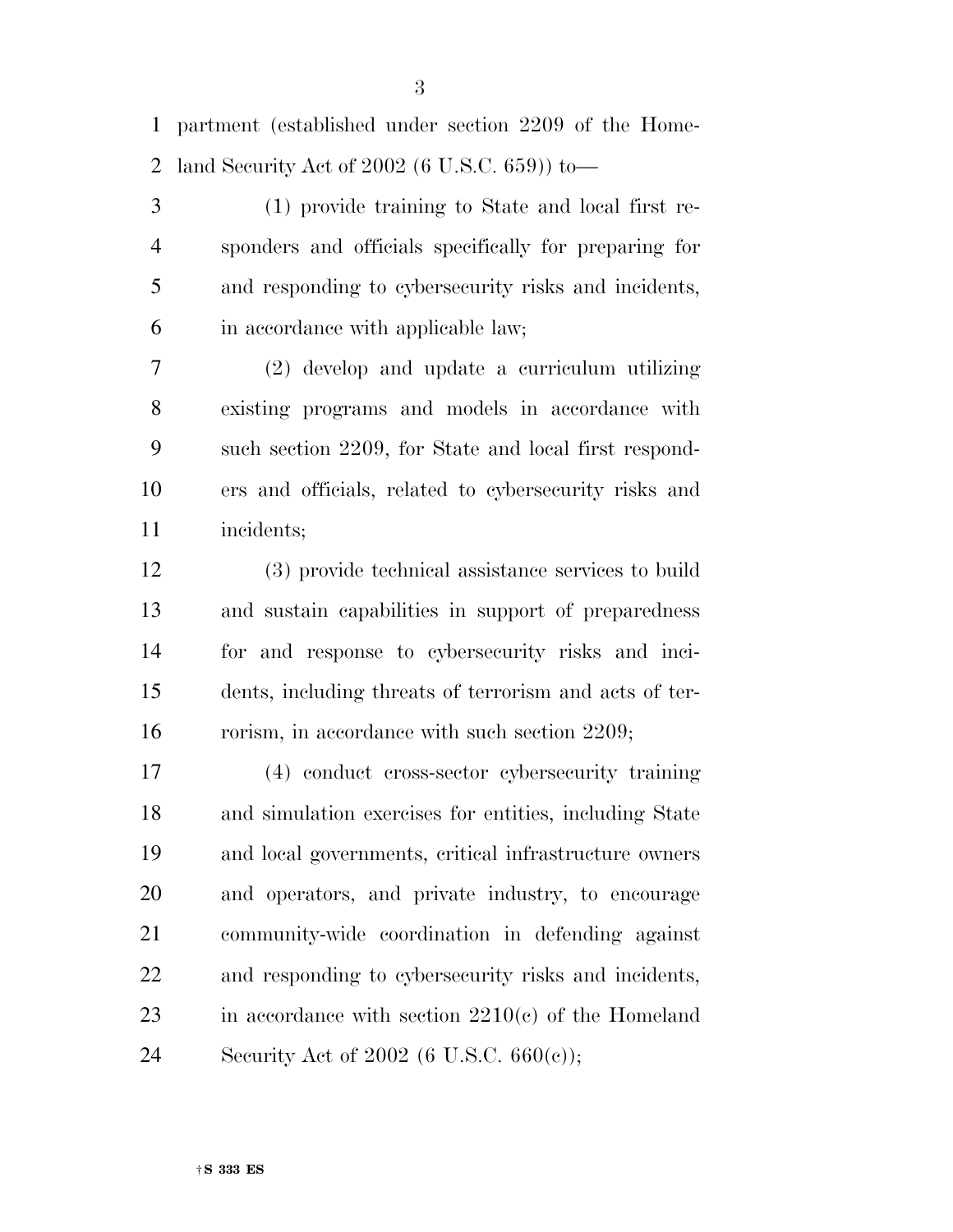partment (established under section 2209 of the Homeland Security Act of 2002 (6 U.S.C. 659)) to—

(1) provide training to State and local first responders and officials specifically for preparing for and responding to cybersecurity risks and incidents, in accordance with applicable law;

(2) develop and update a curriculum utilizing existing programs and models in accordance with such section 2209, for State and local first responders and officials, related to cybersecurity risks and incidents;

(3) provide technical assistance services to build and sustain capabilities in support of preparedness for and response to cybersecurity risks and incidents, including threats of terrorism and acts of terrorism, in accordance with such section 2209;

(4) conduct cross-sector cybersecurity training and simulation exercises for entities, including State and local governments, critical infrastructure owners and operators, and private industry, to encourage community-wide coordination in defending against and responding to cybersecurity risks and incidents, in accordance with section 2210(c) of the Homeland Security Act of 2002 (6 U.S.C. 660(c));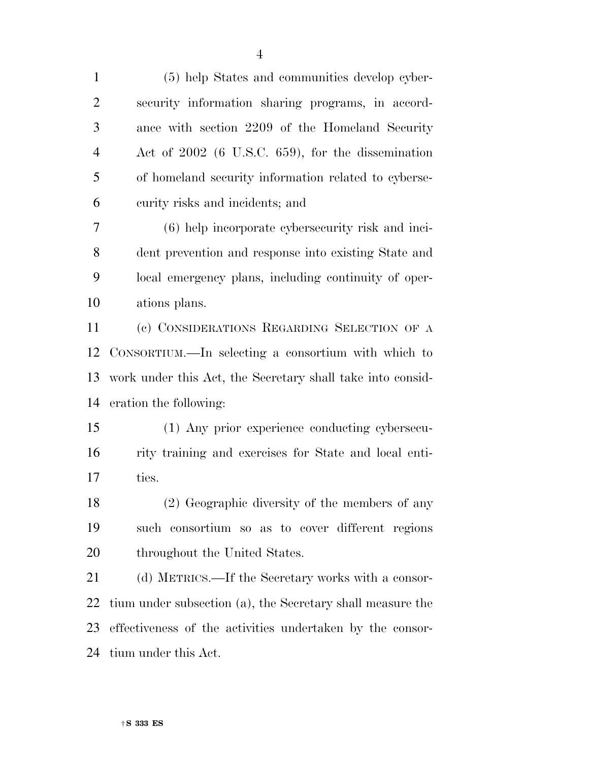(5) help States and communities develop cybersecurity information sharing programs, in accordance with section 2209 of the Homeland Security Act of 2002 (6 U.S.C. 659), for the dissemination of homeland security information related to cybersecurity risks and incidents; and

(6) help incorporate cybersecurity risk and incident prevention and response into existing State and local emergency plans, including continuity of operations plans.

(c) CONSIDERATIONS REGARDING SELECTION OF A CONSORTIUM.—In selecting a consortium with which to work under this Act, the Secretary shall take into consideration the following:

(1) Any prior experience conducting cybersecurity training and exercises for State and local entities.

(2) Geographic diversity of the members of any such consortium so as to cover different regions throughout the United States.

(d) METRICS.—If the Secretary works with a consortium under subsection (a), the Secretary shall measure the effectiveness of the activities undertaken by the consortium under this Act.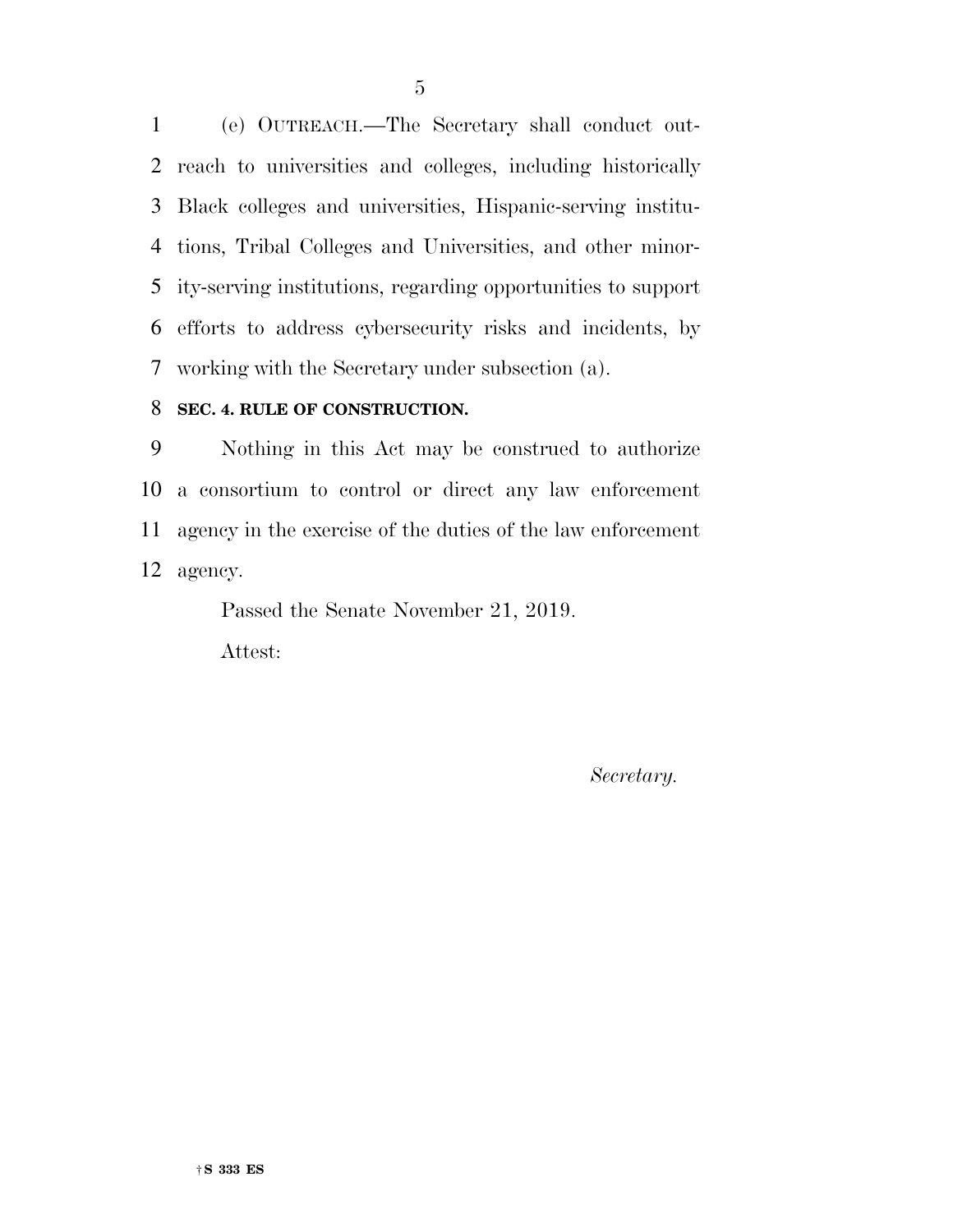(e) OUTREACH.—The Secretary shall conduct outreach to universities and colleges, including historically Black colleges and universities, Hispanic-serving institutions, Tribal Colleges and Universities, and other minority-serving institutions, regarding opportunities to support efforts to address cybersecurity risks and incidents, by working with the Secretary under subsection (a).

**SEC. 4. RULE OF CONSTRUCTION.**

Nothing in this Act may be construed to authorize a consortium to control or direct any law enforcement agency in the exercise of the duties of the law enforcement agency.

Passed the Senate November 21, 2019.

Attest:

*Secretary.*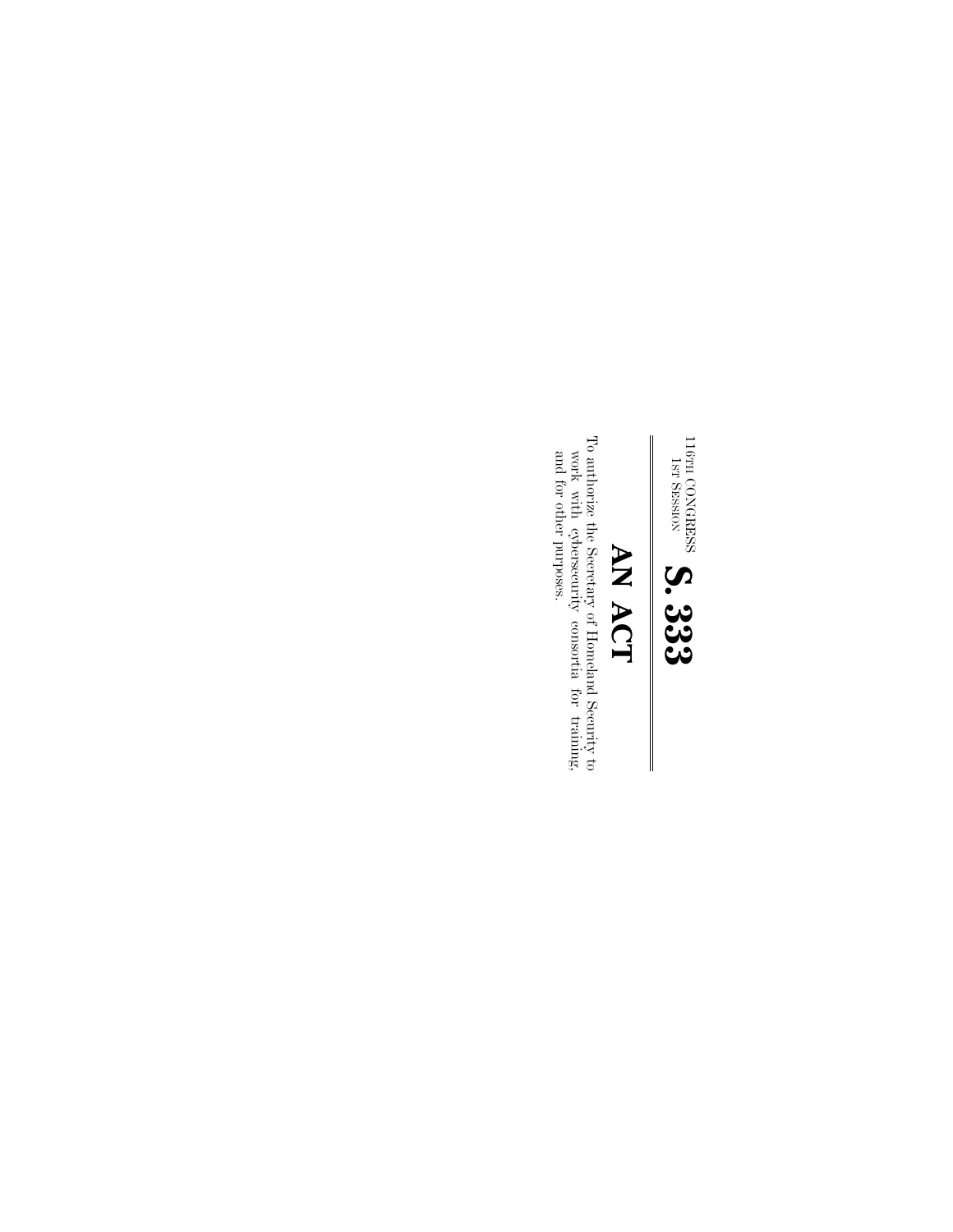116TH CONGRESS
1ST SESSION

# S. 333

---

# AN ACT

To authorize the Secretary of Homeland Security to work with cybersecurity consortia for training, and for other purposes.